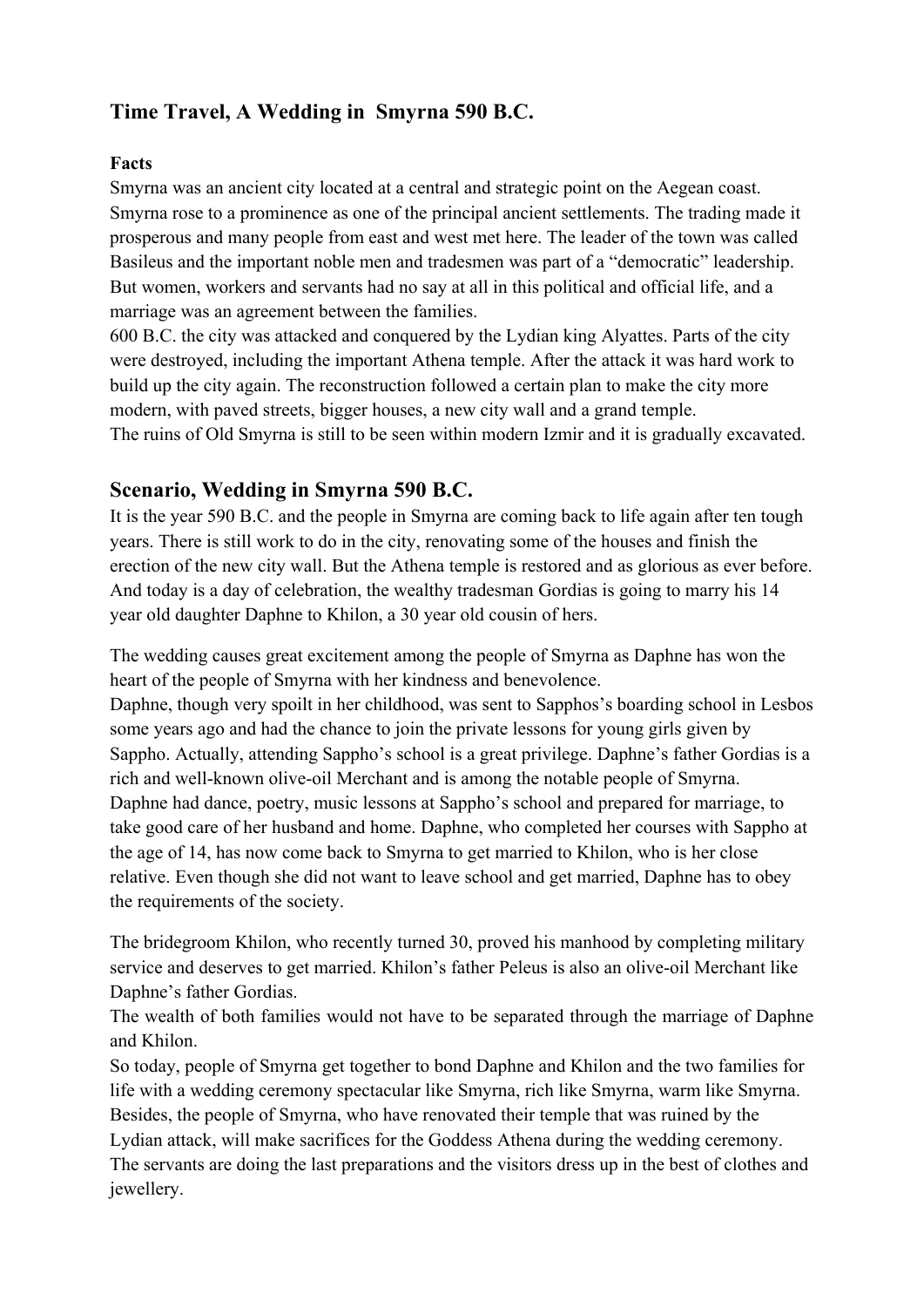## Time Travel, A Wedding in Smyrna 590 B.C.

**Facts**

Smyrna was an ancient city located at a central and strategic point on the Aegean coast. Smyrna rose to a prominence as one of the principal ancient settlements. The trading made it prosperous and many people from east and west met here. The leader of the town was called Basileus and the important noble men and tradesmen was part of a "democratic" leadership. But women, workers and servants had no say at all in this political and official life, and a marriage was an agreement between the families.

600 B.C. the city was attacked and conquered by the Lydian king Alyattes. Parts of the city were destroyed, including the important Athena temple. After the attack it was hard work to build up the city again. The reconstruction followed a certain plan to make the city more modern, with paved streets, bigger houses, a new city wall and a grand temple.

The ruins of Old Smyrna is still to be seen within modern Izmir and it is gradually excavated.

## Scenario, Wedding in Smyrna 590 B.C.

It is the year 590 B.C. and the people in Smyrna are coming back to life again after ten tough years. There is still work to do in the city, renovating some of the houses and finish the erection of the new city wall. But the Athena temple is restored and as glorious as ever before. And today is a day of celebration, the wealthy tradesman Gordias is going to marry his 14 year old daughter Daphne to Khilon, a 30 year old cousin of hers.

The wedding causes great excitement among the people of Smyrna as Daphne has won the heart of the people of Smyrna with her kindness and benevolence.

Daphne, though very spoilt in her childhood, was sent to Sapphos's boarding school in Lesbos some years ago and had the chance to join the private lessons for young girls given by Sappho. Actually, attending Sappho's school is a great privilege. Daphne's father Gordias is a rich and well-known olive-oil Merchant and is among the notable people of Smyrna.

Daphne had dance, poetry, music lessons at Sappho's school and prepared for marriage, to take good care of her husband and home. Daphne, who completed her courses with Sappho at the age of 14, has now come back to Smyrna to get married to Khilon, who is her close relative. Even though she did not want to leave school and get married, Daphne has to obey the requirements of the society.

The bridegroom Khilon, who recently turned 30, proved his manhood by completing military service and deserves to get married. Khilon's father Peleus is also an olive-oil Merchant like Daphne's father Gordias.

The wealth of both families would not have to be separated through the marriage of Daphne and Khilon.

So today, people of Smyrna get together to bond Daphne and Khilon and the two families for life with a wedding ceremony spectacular like Smyrna, rich like Smyrna, warm like Smyrna. Besides, the people of Smyrna, who have renovated their temple that was ruined by the Lydian attack, will make sacrifices for the Goddess Athena during the wedding ceremony. The servants are doing the last preparations and the visitors dress up in the best of clothes and jewellery.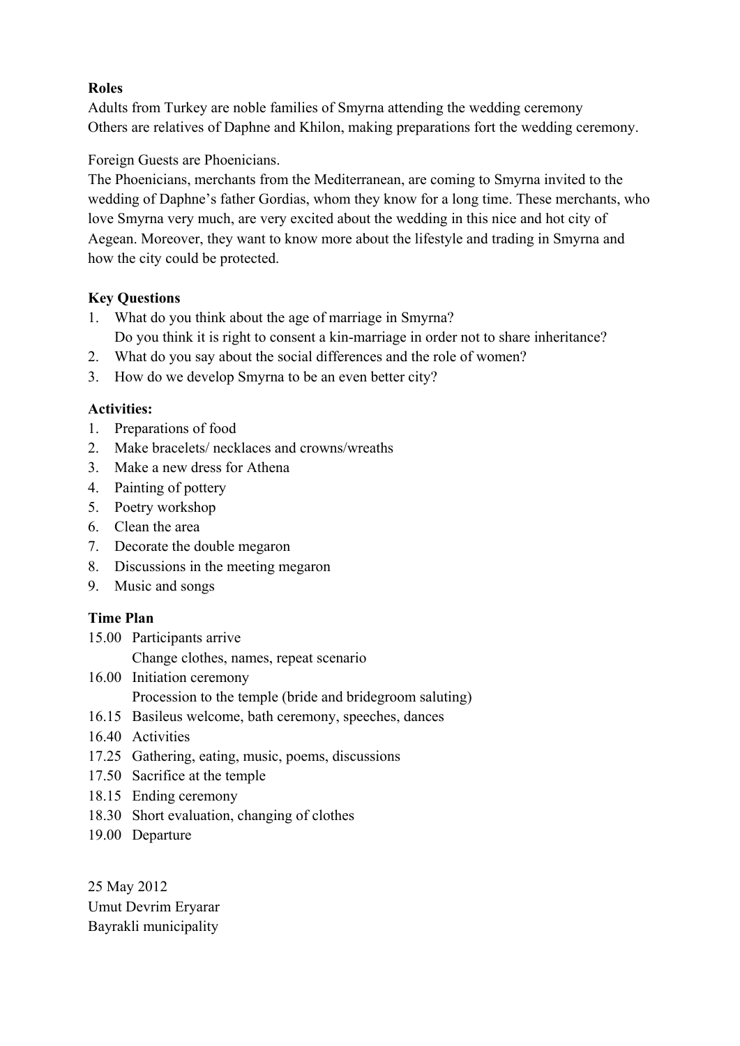**Roles**

Adults from Turkey are noble families of Smyrna attending the wedding ceremony
Others are relatives of Daphne and Khilon, making preparations fort the wedding ceremony.

Foreign Guests are Phoenicians.
The Phoenicians, merchants from the Mediterranean, are coming to Smyrna invited to the wedding of Daphne's father Gordias, whom they know for a long time. These merchants, who love Smyrna very much, are very excited about the wedding in this nice and hot city of Aegean. Moreover, they want to know more about the lifestyle and trading in Smyrna and how the city could be protected.

**Key Questions**

1. What do you think about the age of marriage in Smyrna?
   Do you think it is right to consent a kin-marriage in order not to share inheritance?
2. What do you say about the social differences and the role of women?
3. How do we develop Smyrna to be an even better city?

**Activities:**

1. Preparations of food
2. Make bracelets/ necklaces and crowns/wreaths
3. Make a new dress for Athena
4. Painting of pottery
5. Poetry workshop
6. Clean the area
7. Decorate the double megaron
8. Discussions in the meeting megaron
9. Music and songs

**Time Plan**

15.00 Participants arrive
Change clothes, names, repeat scenario
16.00 Initiation ceremony
Procession to the temple (bride and bridegroom saluting)
16.15 Basileus welcome, bath ceremony, speeches, dances
16.40 Activities
17.25 Gathering, eating, music, poems, discussions
17.50 Sacrifice at the temple
18.15 Ending ceremony
18.30 Short evaluation, changing of clothes
19.00 Departure

25 May 2012
Umut Devrim Eryarar
Bayrakli municipality